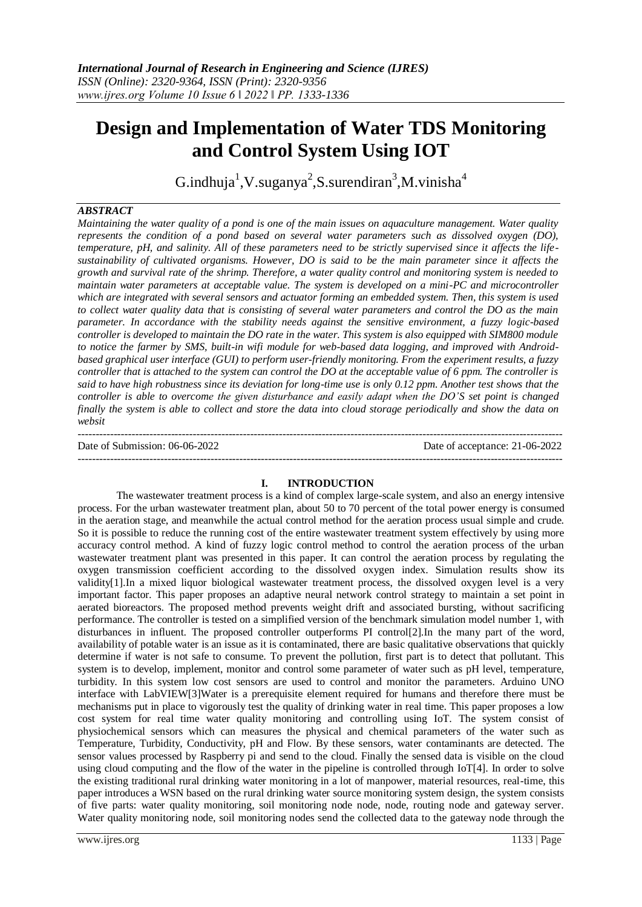# Design and Implementation of Water TDS Monitoring and Control System Using IOT

G.indhuja[1],V.suganya[2],S.surendiran[3],M.vinisha[4]

## ABSTRACT

*Maintaining the water quality of a pond is one of the main issues on aquaculture management. Water quality represents the condition of a pond based on several water parameters such as dissolved oxygen (DO), temperature, pH, and salinity. All of these parameters need to be strictly supervised since it affects the life-sustainability of cultivated organisms. However, DO is said to be the main parameter since it affects the growth and survival rate of the shrimp. Therefore, a water quality control and monitoring system is needed to maintain water parameters at acceptable value. The system is developed on a mini-PC and microcontroller which are integrated with several sensors and actuator forming an embedded system. Then, this system is used to collect water quality data that is consisting of several water parameters and control the DO as the main parameter. In accordance with the stability needs against the sensitive environment, a fuzzy logic-based controller is developed to maintain the DO rate in the water. This system is also equipped with SIM800 module to notice the farmer by SMS, built-in wifi module for web-based data logging, and improved with Android-based graphical user interface (GUI) to perform user-friendly monitoring. From the experiment results, a fuzzy controller that is attached to the system can control the DO at the acceptable value of 6 ppm. The controller is said to have high robustness since its deviation for long-time use is only 0.12 ppm. Another test shows that the controller is able to overcome the given disturbance and easily adapt when the DO'S set point is changed finally the system is able to collect and store the data into cloud storage periodically and show the data on websit*

---

Date of Submission: 06-06-2022 | Date of acceptance: 21-06-2022

---

## I. INTRODUCTION

The wastewater treatment process is a kind of complex large-scale system, and also an energy intensive process. For the urban wastewater treatment plan, about 50 to 70 percent of the total power energy is consumed in the aeration stage, and meanwhile the actual control method for the aeration process usual simple and crude. So it is possible to reduce the running cost of the entire wastewater treatment system effectively by using more accuracy control method. A kind of fuzzy logic control method to control the aeration process of the urban wastewater treatment plant was presented in this paper. It can control the aeration process by regulating the oxygen transmission coefficient according to the dissolved oxygen index. Simulation results show its validity[1].In a mixed liquor biological wastewater treatment process, the dissolved oxygen level is a very important factor. This paper proposes an adaptive neural network control strategy to maintain a set point in aerated bioreactors. The proposed method prevents weight drift and associated bursting, without sacrificing performance. The controller is tested on a simplified version of the benchmark simulation model number 1, with disturbances in influent. The proposed controller outperforms PI control[2].In the many part of the word, availability of potable water is an issue as it is contaminated, there are basic qualitative observations that quickly determine if water is not safe to consume. To prevent the pollution, first part is to detect that pollutant. This system is to develop, implement, monitor and control some parameter of water such as pH level, temperature, turbidity. In this system low cost sensors are used to control and monitor the parameters. Arduino UNO interface with LabVIEW[3]Water is a prerequisite element required for humans and therefore there must be mechanisms put in place to vigorously test the quality of drinking water in real time. This paper proposes a low cost system for real time water quality monitoring and controlling using IoT. The system consist of physiochemical sensors which can measures the physical and chemical parameters of the water such as Temperature, Turbidity, Conductivity, pH and Flow. By these sensors, water contaminants are detected. The sensor values processed by Raspberry pi and send to the cloud. Finally the sensed data is visible on the cloud using cloud computing and the flow of the water in the pipeline is controlled through IoT[4]. In order to solve the existing traditional rural drinking water monitoring in a lot of manpower, material resources, real-time, this paper introduces a WSN based on the rural drinking water source monitoring system design, the system consists of five parts: water quality monitoring, soil monitoring node node, node, routing node and gateway server. Water quality monitoring node, soil monitoring nodes send the collected data to the gateway node through the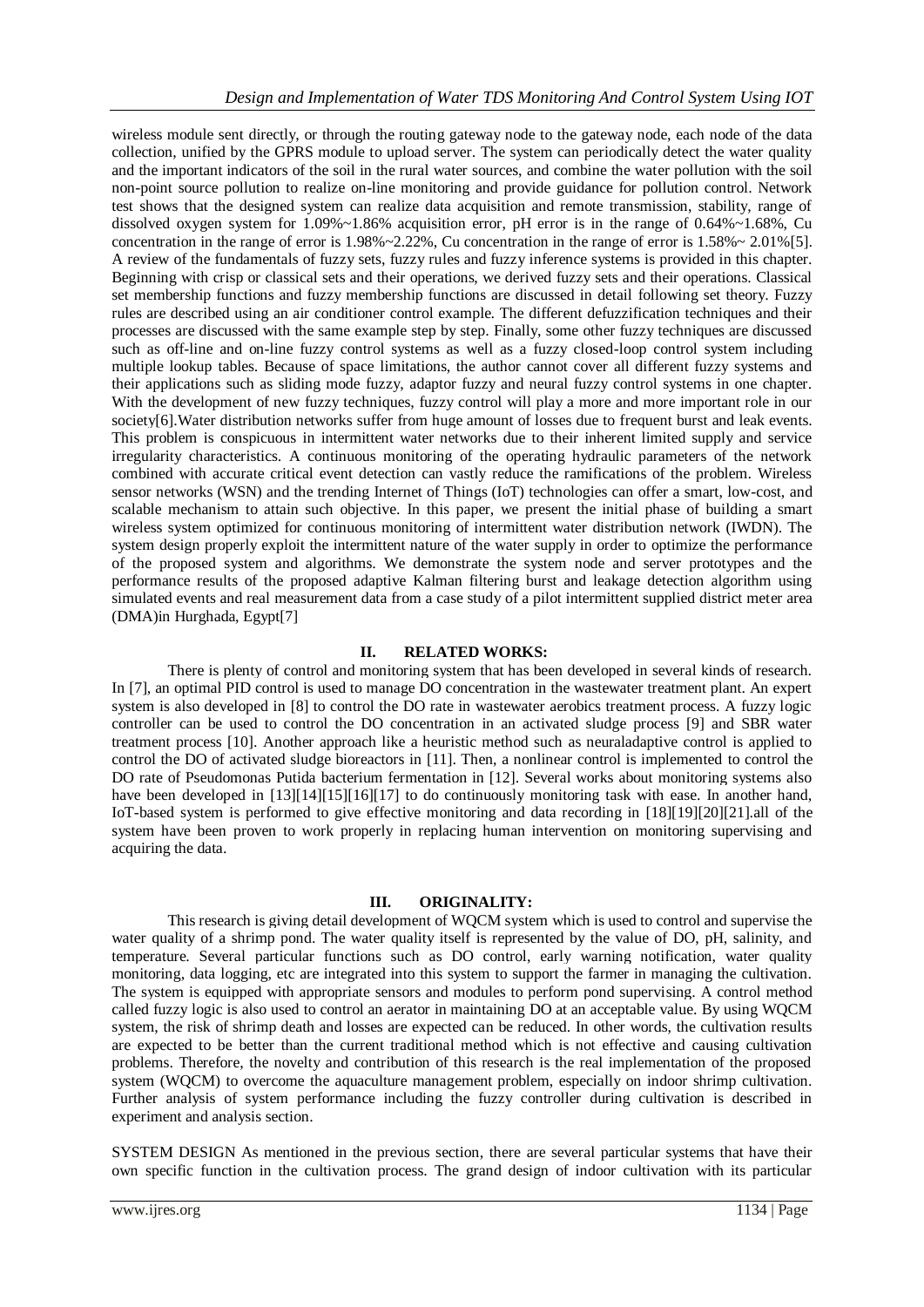wireless module sent directly, or through the routing gateway node to the gateway node, each node of the data collection, unified by the GPRS module to upload server. The system can periodically detect the water quality and the important indicators of the soil in the rural water sources, and combine the water pollution with the soil non-point source pollution to realize on-line monitoring and provide guidance for pollution control. Network test shows that the designed system can realize data acquisition and remote transmission, stability, range of dissolved oxygen system for 1.09%~1.86% acquisition error, pH error is in the range of 0.64%~1.68%, Cu concentration in the range of error is 1.98%~2.22%, Cu concentration in the range of error is 1.58%~ 2.01%[5]. A review of the fundamentals of fuzzy sets, fuzzy rules and fuzzy inference systems is provided in this chapter. Beginning with crisp or classical sets and their operations, we derived fuzzy sets and their operations. Classical set membership functions and fuzzy membership functions are discussed in detail following set theory. Fuzzy rules are described using an air conditioner control example. The different defuzzification techniques and their processes are discussed with the same example step by step. Finally, some other fuzzy techniques are discussed such as off-line and on-line fuzzy control systems as well as a fuzzy closed-loop control system including multiple lookup tables. Because of space limitations, the author cannot cover all different fuzzy systems and their applications such as sliding mode fuzzy, adaptor fuzzy and neural fuzzy control systems in one chapter. With the development of new fuzzy techniques, fuzzy control will play a more and more important role in our society[6].Water distribution networks suffer from huge amount of losses due to frequent burst and leak events. This problem is conspicuous in intermittent water networks due to their inherent limited supply and service irregularity characteristics. A continuous monitoring of the operating hydraulic parameters of the network combined with accurate critical event detection can vastly reduce the ramifications of the problem. Wireless sensor networks (WSN) and the trending Internet of Things (IoT) technologies can offer a smart, low-cost, and scalable mechanism to attain such objective. In this paper, we present the initial phase of building a smart wireless system optimized for continuous monitoring of intermittent water distribution network (IWDN). The system design properly exploit the intermittent nature of the water supply in order to optimize the performance of the proposed system and algorithms. We demonstrate the system node and server prototypes and the performance results of the proposed adaptive Kalman filtering burst and leakage detection algorithm using simulated events and real measurement data from a case study of a pilot intermittent supplied district meter area (DMA)in Hurghada, Egypt[7]

## II. RELATED WORKS:

There is plenty of control and monitoring system that has been developed in several kinds of research. In [7], an optimal PID control is used to manage DO concentration in the wastewater treatment plant. An expert system is also developed in [8] to control the DO rate in wastewater aerobics treatment process. A fuzzy logic controller can be used to control the DO concentration in an activated sludge process [9] and SBR water treatment process [10]. Another approach like a heuristic method such as neuraladaptive control is applied to control the DO of activated sludge bioreactors in [11]. Then, a nonlinear control is implemented to control the DO rate of Pseudomonas Putida bacterium fermentation in [12]. Several works about monitoring systems also have been developed in [13][14][15][16][17] to do continuously monitoring task with ease. In another hand, IoT-based system is performed to give effective monitoring and data recording in [18][19][20][21].all of the system have been proven to work properly in replacing human intervention on monitoring supervising and acquiring the data.

## III. ORIGINALITY:

This research is giving detail development of WQCM system which is used to control and supervise the water quality of a shrimp pond. The water quality itself is represented by the value of DO, pH, salinity, and temperature. Several particular functions such as DO control, early warning notification, water quality monitoring, data logging, etc are integrated into this system to support the farmer in managing the cultivation. The system is equipped with appropriate sensors and modules to perform pond supervising. A control method called fuzzy logic is also used to control an aerator in maintaining DO at an acceptable value. By using WQCM system, the risk of shrimp death and losses are expected can be reduced. In other words, the cultivation results are expected to be better than the current traditional method which is not effective and causing cultivation problems. Therefore, the novelty and contribution of this research is the real implementation of the proposed system (WQCM) to overcome the aquaculture management problem, especially on indoor shrimp cultivation. Further analysis of system performance including the fuzzy controller during cultivation is described in experiment and analysis section.

SYSTEM DESIGN As mentioned in the previous section, there are several particular systems that have their own specific function in the cultivation process. The grand design of indoor cultivation with its particular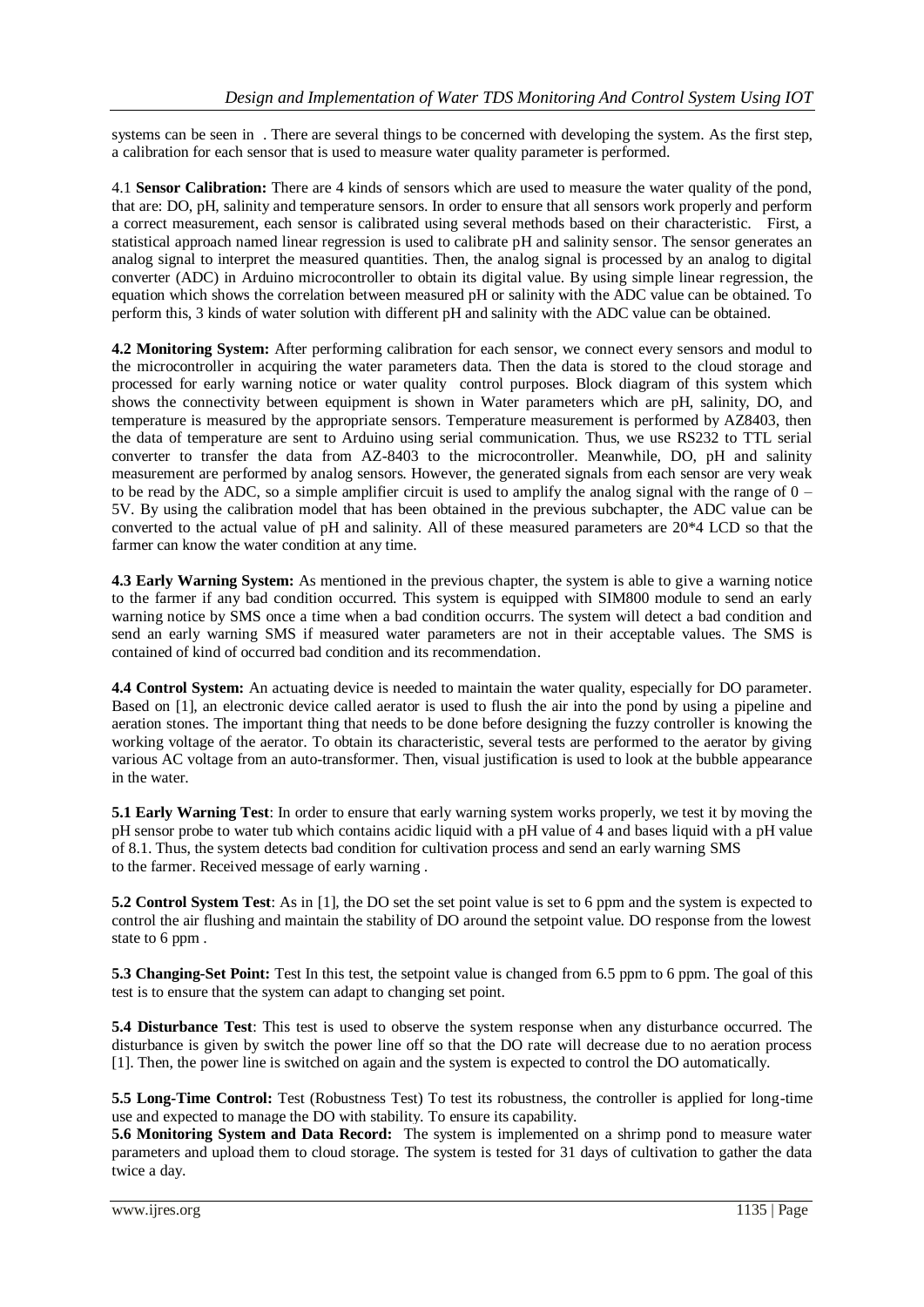systems can be seen in . There are several things to be concerned with developing the system. As the first step, a calibration for each sensor that is used to measure water quality parameter is performed.

4.1 **Sensor Calibration:** There are 4 kinds of sensors which are used to measure the water quality of the pond, that are: DO, pH, salinity and temperature sensors. In order to ensure that all sensors work properly and perform a correct measurement, each sensor is calibrated using several methods based on their characteristic. First, a statistical approach named linear regression is used to calibrate pH and salinity sensor. The sensor generates an analog signal to interpret the measured quantities. Then, the analog signal is processed by an analog to digital converter (ADC) in Arduino microcontroller to obtain its digital value. By using simple linear regression, the equation which shows the correlation between measured pH or salinity with the ADC value can be obtained. To perform this, 3 kinds of water solution with different pH and salinity with the ADC value can be obtained.

**4.2 Monitoring System:** After performing calibration for each sensor, we connect every sensors and modul to the microcontroller in acquiring the water parameters data. Then the data is stored to the cloud storage and processed for early warning notice or water quality control purposes. Block diagram of this system which shows the connectivity between equipment is shown in Water parameters which are pH, salinity, DO, and temperature is measured by the appropriate sensors. Temperature measurement is performed by AZ8403, then the data of temperature are sent to Arduino using serial communication. Thus, we use RS232 to TTL serial converter to transfer the data from AZ-8403 to the microcontroller. Meanwhile, DO, pH and salinity measurement are performed by analog sensors. However, the generated signals from each sensor are very weak to be read by the ADC, so a simple amplifier circuit is used to amplify the analog signal with the range of 0 – 5V. By using the calibration model that has been obtained in the previous subchapter, the ADC value can be converted to the actual value of pH and salinity. All of these measured parameters are 20*4 LCD so that the farmer can know the water condition at any time.

**4.3 Early Warning System:** As mentioned in the previous chapter, the system is able to give a warning notice to the farmer if any bad condition occurred. This system is equipped with SIM800 module to send an early warning notice by SMS once a time when a bad condition occurrs. The system will detect a bad condition and send an early warning SMS if measured water parameters are not in their acceptable values. The SMS is contained of kind of occurred bad condition and its recommendation.

**4.4 Control System:** An actuating device is needed to maintain the water quality, especially for DO parameter. Based on [1], an electronic device called aerator is used to flush the air into the pond by using a pipeline and aeration stones. The important thing that needs to be done before designing the fuzzy controller is knowing the working voltage of the aerator. To obtain its characteristic, several tests are performed to the aerator by giving various AC voltage from an auto-transformer. Then, visual justification is used to look at the bubble appearance in the water.

**5.1 Early Warning Test**: In order to ensure that early warning system works properly, we test it by moving the pH sensor probe to water tub which contains acidic liquid with a pH value of 4 and bases liquid with a pH value of 8.1. Thus, the system detects bad condition for cultivation process and send an early warning SMS to the farmer. Received message of early warning .

**5.2 Control System Test**: As in [1], the DO set the set point value is set to 6 ppm and the system is expected to control the air flushing and maintain the stability of DO around the setpoint value. DO response from the lowest state to 6 ppm .

**5.3 Changing-Set Point:** Test In this test, the setpoint value is changed from 6.5 ppm to 6 ppm. The goal of this test is to ensure that the system can adapt to changing set point.

**5.4 Disturbance Test**: This test is used to observe the system response when any disturbance occurred. The disturbance is given by switch the power line off so that the DO rate will decrease due to no aeration process [1]. Then, the power line is switched on again and the system is expected to control the DO automatically.

**5.5 Long-Time Control:** Test (Robustness Test) To test its robustness, the controller is applied for long-time use and expected to manage the DO with stability. To ensure its capability.

**5.6 Monitoring System and Data Record:** The system is implemented on a shrimp pond to measure water parameters and upload them to cloud storage. The system is tested for 31 days of cultivation to gather the data twice a day.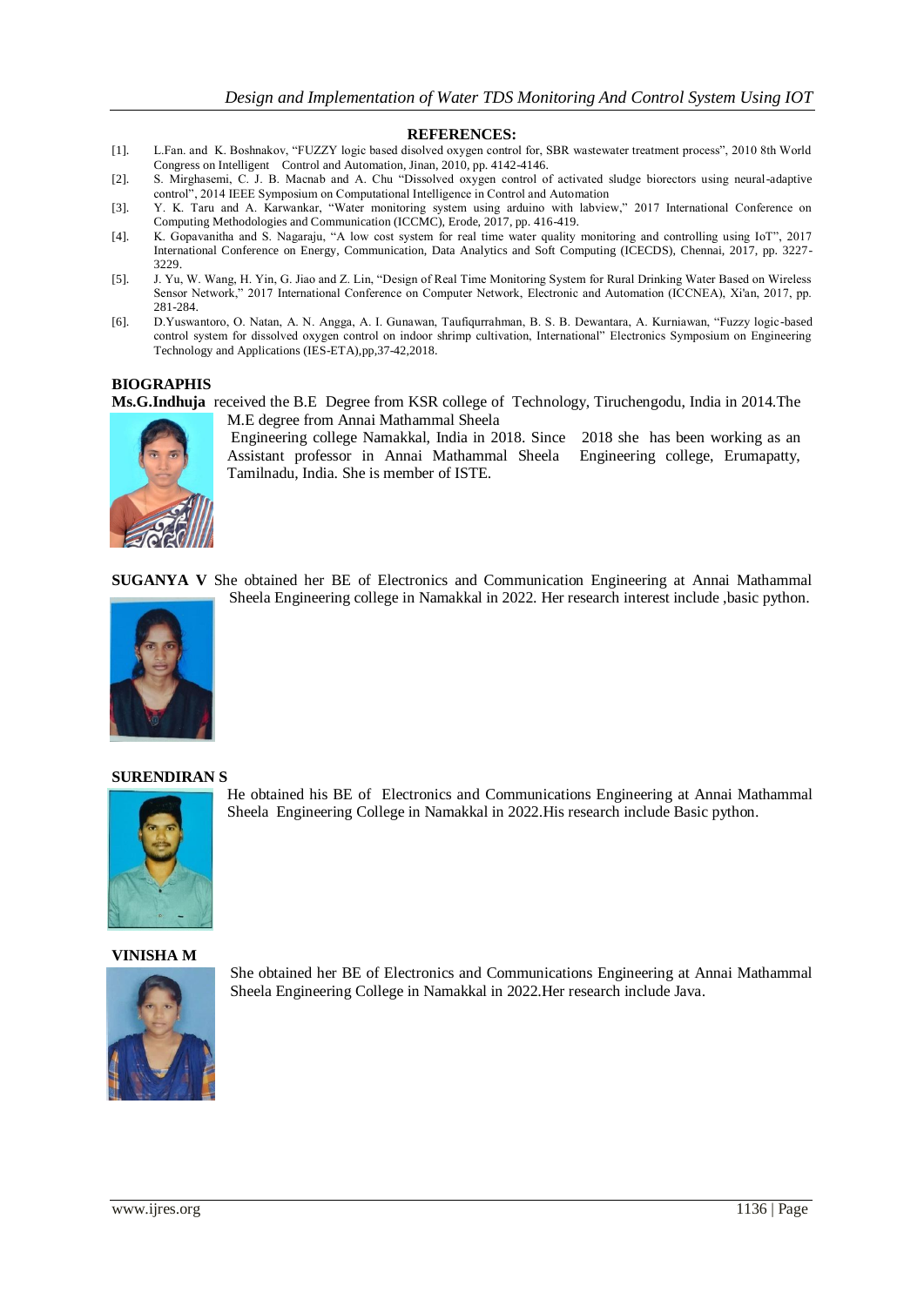## REFERENCES:

[1]. L.Fan. and K. Boshnakov, "FUZZY logic based disolved oxygen control for, SBR wastewater treatment process", 2010 8th World Congress on Intelligent Control and Automation, Jinan, 2010, pp. 4142-4146.

[2]. S. Mirghasemi, C. J. B. Macnab and A. Chu "Dissolved oxygen control of activated sludge biorectors using neural-adaptive control", 2014 IEEE Symposium on Computational Intelligence in Control and Automation

[3]. Y. K. Taru and A. Karwankar, "Water monitoring system using arduino with labview," 2017 International Conference on Computing Methodologies and Communication (ICCMC), Erode, 2017, pp. 416-419.

[4]. K. Gopavanitha and S. Nagaraju, "A low cost system for real time water quality monitoring and controlling using IoT", 2017 International Conference on Energy, Communication, Data Analytics and Soft Computing (ICECDS), Chennai, 2017, pp. 3227-3229.

[5]. J. Yu, W. Wang, H. Yin, G. Jiao and Z. Lin, "Design of Real Time Monitoring System for Rural Drinking Water Based on Wireless Sensor Network," 2017 International Conference on Computer Network, Electronic and Automation (ICCNEA), Xi'an, 2017, pp. 281-284.

[6]. D.Yuswantoro, O. Natan, A. N. Angga, A. I. Gunawan, Taufiqurrahman, B. S. B. Dewantara, A. Kurniawan, "Fuzzy logic-based control system for dissolved oxygen control on indoor shrimp cultivation, International" Electronics Symposium on Engineering Technology and Applications (IES-ETA),pp,37-42,2018.

## BIOGRAPHIS

**Ms.G.Indhuja** received the B.E Degree from KSR college of Technology, Tiruchengodu, India in 2014.The M.E degree from Annai Mathammal Sheela Engineering college Namakkal, India in 2018. Since 2018 she has been working as an Assistant professor in Annai Mathammal Sheela Engineering college, Erumapatty, Tamilnadu, India. She is member of ISTE.

**SUGANYA V** She obtained her BE of Electronics and Communication Engineering at Annai Mathammal Sheela Engineering college in Namakkal in 2022. Her research interest include ,basic python.

**SURENDIRAN S**

He obtained his BE of Electronics and Communications Engineering at Annai Mathammal Sheela Engineering College in Namakkal in 2022.His research include Basic python.

**VINISHA M**

She obtained her BE of Electronics and Communications Engineering at Annai Mathammal Sheela Engineering College in Namakkal in 2022.Her research include Java.